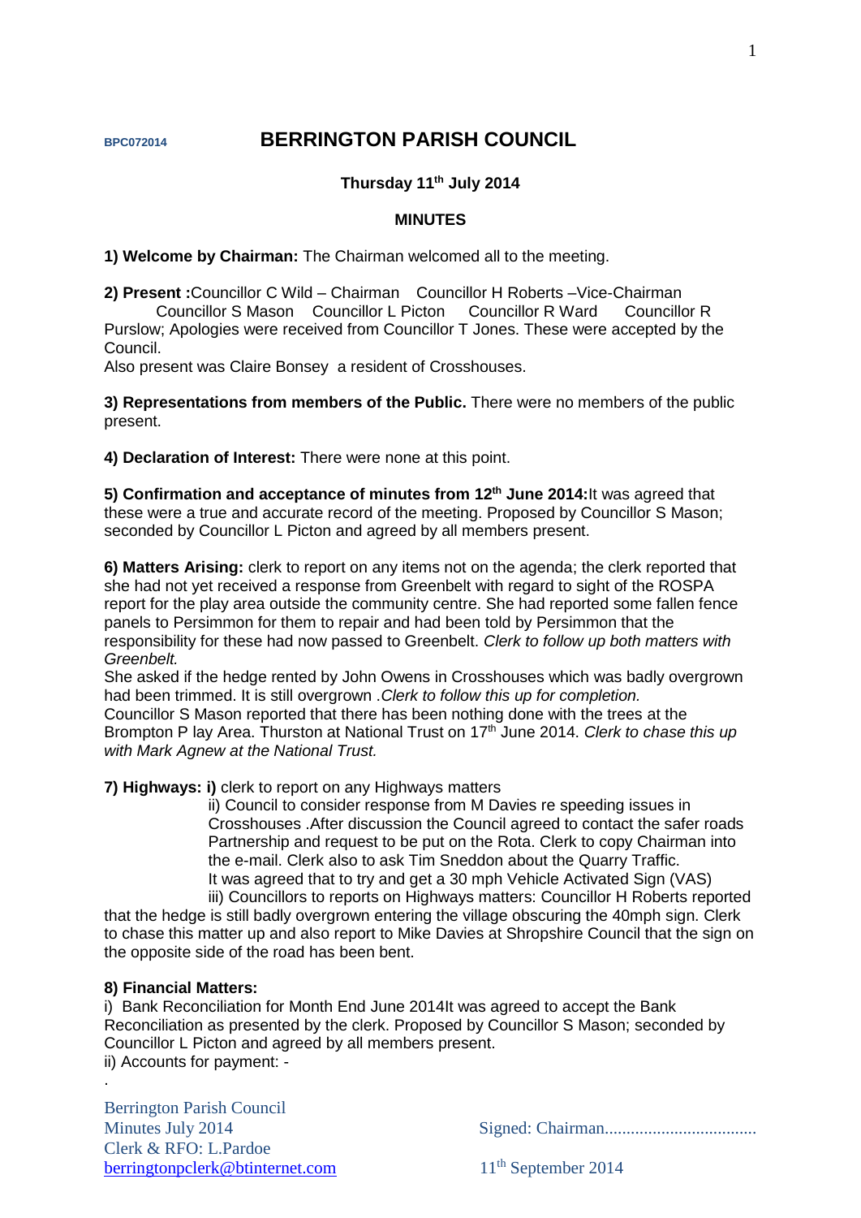BPC072014

# BERRINGTON PARISH COUNCIL

**Thursday 11th July 2014**

**MINUTES**

**1) Welcome by Chairman:** The Chairman welcomed all to the meeting.

**2) Present :**Councillor C Wild – Chairman Councillor H Roberts –Vice-Chairman Councillor S Mason Councillor L Picton Councillor R Ward Councillor R Purslow; Apologies were received from Councillor T Jones. These were accepted by the Council.
Also present was Claire Bonsey a resident of Crosshouses.

**3) Representations from members of the Public.** There were no members of the public present.

**4) Declaration of Interest:** There were none at this point.

**5) Confirmation and acceptance of minutes from 12th June 2014:**It was agreed that these were a true and accurate record of the meeting. Proposed by Councillor S Mason; seconded by Councillor L Picton and agreed by all members present.

**6) Matters Arising:** clerk to report on any items not on the agenda; the clerk reported that she had not yet received a response from Greenbelt with regard to sight of the ROSPA report for the play area outside the community centre. She had reported some fallen fence panels to Persimmon for them to repair and had been told by Persimmon that the responsibility for these had now passed to Greenbelt. *Clerk to follow up both matters with Greenbelt.*
She asked if the hedge rented by John Owens in Crosshouses which was badly overgrown had been trimmed. It is still overgrown .*Clerk to follow this up for completion.*
Councillor S Mason reported that there has been nothing done with the trees at the Brompton P lay Area. Thurston at National Trust on 17th June 2014. *Clerk to chase this up with Mark Agnew at the National Trust.*

**7) Highways: i)** clerk to report on any Highways matters
ii) Council to consider response from M Davies re speeding issues in Crosshouses .After discussion the Council agreed to contact the safer roads Partnership and request to be put on the Rota. Clerk to copy Chairman into the e-mail. Clerk also to ask Tim Sneddon about the Quarry Traffic.
It was agreed that to try and get a 30 mph Vehicle Activated Sign (VAS)
iii) Councillors to reports on Highways matters: Councillor H Roberts reported that the hedge is still badly overgrown entering the village obscuring the 40mph sign. Clerk to chase this matter up and also report to Mike Davies at Shropshire Council that the sign on the opposite side of the road has been bent.

**8) Financial Matters:**
i) Bank Reconciliation for Month End June 2014It was agreed to accept the Bank Reconciliation as presented by the clerk. Proposed by Councillor S Mason; seconded by Councillor L Picton and agreed by all members present.
ii) Accounts for payment: -
.

Berrington Parish Council
Minutes July 2014
Clerk & RFO: L.Pardoe
berringtonpclerk@btinternet.com

Signed: Chairman..................................

11th September 2014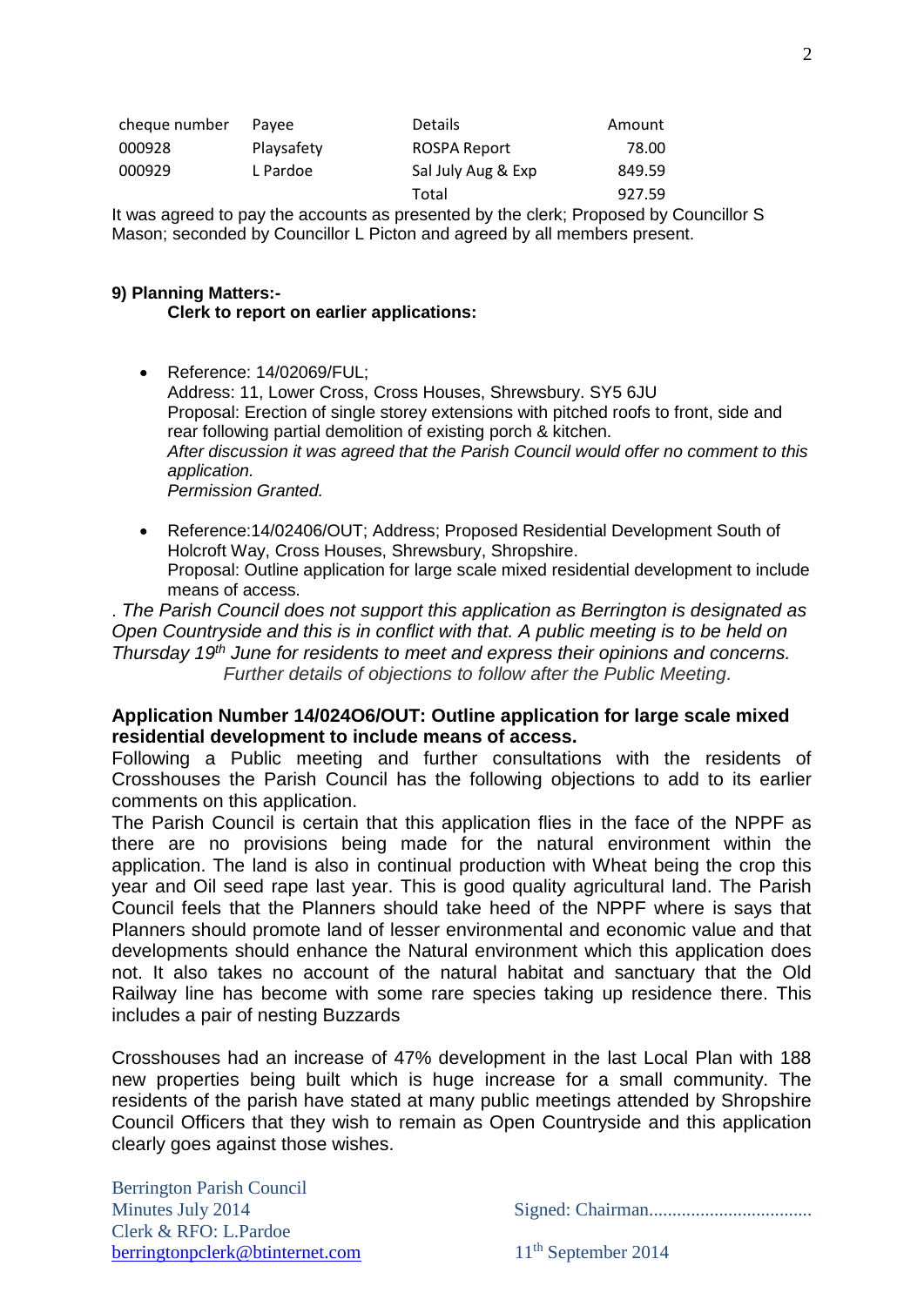| cheque number | Payee | Details | Amount |
|---|---|---|---|
| 000928 | Playsafety | ROSPA Report | 78.00 |
| 000929 | L Pardoe | Sal July Aug & Exp | 849.59 |
| | | Total | 927.59 |

It was agreed to pay the accounts as presented by the clerk; Proposed by Councillor S Mason; seconded by Councillor L Picton and agreed by all members present.

**9) Planning Matters:-**

**Clerk to report on earlier applications:**

- Reference: 14/02069/FUL;
  Address: 11, Lower Cross, Cross Houses, Shrewsbury. SY5 6JU
  Proposal: Erection of single storey extensions with pitched roofs to front, side and rear following partial demolition of existing porch & kitchen.
  *After discussion it was agreed that the Parish Council would offer no comment to this application.*
  *Permission Granted.*

- Reference:14/02406/OUT; Address; Proposed Residential Development South of Holcroft Way, Cross Houses, Shrewsbury, Shropshire.
  Proposal: Outline application for large scale mixed residential development to include means of access.

. *The Parish Council does not support this application as Berrington is designated as Open Countryside and this is in conflict with that. A public meeting is to be held on Thursday 19th June for residents to meet and express their opinions and concerns.*
*Further details of objections to follow after the Public Meeting.*

**Application Number 14/024O6/OUT: Outline application for large scale mixed residential development to include means of access.**

Following a Public meeting and further consultations with the residents of Crosshouses the Parish Council has the following objections to add to its earlier comments on this application.

The Parish Council is certain that this application flies in the face of the NPPF as there are no provisions being made for the natural environment within the application. The land is also in continual production with Wheat being the crop this year and Oil seed rape last year. This is good quality agricultural land. The Parish Council feels that the Planners should take heed of the NPPF where is says that Planners should promote land of lesser environmental and economic value and that developments should enhance the Natural environment which this application does not. It also takes no account of the natural habitat and sanctuary that the Old Railway line has become with some rare species taking up residence there. This includes a pair of nesting Buzzards

Crosshouses had an increase of 47% development in the last Local Plan with 188 new properties being built which is huge increase for a small community. The residents of the parish have stated at many public meetings attended by Shropshire Council Officers that they wish to remain as Open Countryside and this application clearly goes against those wishes.

Berrington Parish Council
Minutes July 2014
Clerk & RFO: L.Pardoe
berringtonpclerk@btinternet.com

Signed: Chairman..................................

11th September 2014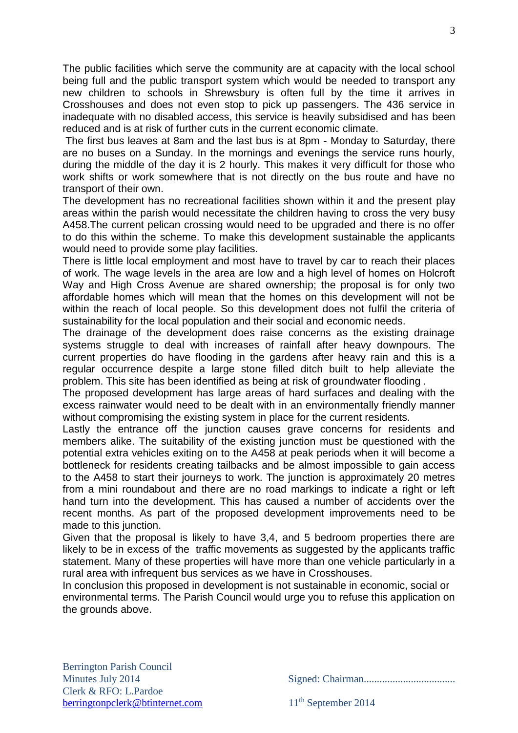The public facilities which serve the community are at capacity with the local school being full and the public transport system which would be needed to transport any new children to schools in Shrewsbury is often full by the time it arrives in Crosshouses and does not even stop to pick up passengers. The 436 service in inadequate with no disabled access, this service is heavily subsidised and has been reduced and is at risk of further cuts in the current economic climate.

The first bus leaves at 8am and the last bus is at 8pm - Monday to Saturday, there are no buses on a Sunday. In the mornings and evenings the service runs hourly, during the middle of the day it is 2 hourly. This makes it very difficult for those who work shifts or work somewhere that is not directly on the bus route and have no transport of their own.

The development has no recreational facilities shown within it and the present play areas within the parish would necessitate the children having to cross the very busy A458.The current pelican crossing would need to be upgraded and there is no offer to do this within the scheme. To make this development sustainable the applicants would need to provide some play facilities.

There is little local employment and most have to travel by car to reach their places of work. The wage levels in the area are low and a high level of homes on Holcroft Way and High Cross Avenue are shared ownership; the proposal is for only two affordable homes which will mean that the homes on this development will not be within the reach of local people. So this development does not fulfil the criteria of sustainability for the local population and their social and economic needs.

The drainage of the development does raise concerns as the existing drainage systems struggle to deal with increases of rainfall after heavy downpours. The current properties do have flooding in the gardens after heavy rain and this is a regular occurrence despite a large stone filled ditch built to help alleviate the problem. This site has been identified as being at risk of groundwater flooding .

The proposed development has large areas of hard surfaces and dealing with the excess rainwater would need to be dealt with in an environmentally friendly manner without compromising the existing system in place for the current residents.

Lastly the entrance off the junction causes grave concerns for residents and members alike. The suitability of the existing junction must be questioned with the potential extra vehicles exiting on to the A458 at peak periods when it will become a bottleneck for residents creating tailbacks and be almost impossible to gain access to the A458 to start their journeys to work. The junction is approximately 20 metres from a mini roundabout and there are no road markings to indicate a right or left hand turn into the development. This has caused a number of accidents over the recent months. As part of the proposed development improvements need to be made to this junction.

Given that the proposal is likely to have 3,4, and 5 bedroom properties there are likely to be in excess of the traffic movements as suggested by the applicants traffic statement. Many of these properties will have more than one vehicle particularly in a rural area with infrequent bus services as we have in Crosshouses.

In conclusion this proposed in development is not sustainable in economic, social or environmental terms. The Parish Council would urge you to refuse this application on the grounds above.

Berrington Parish Council
Minutes July 2014
Clerk & RFO: L.Pardoe
berringtonpclerk@btinternet.com

Signed: Chairman..................................

11th September 2014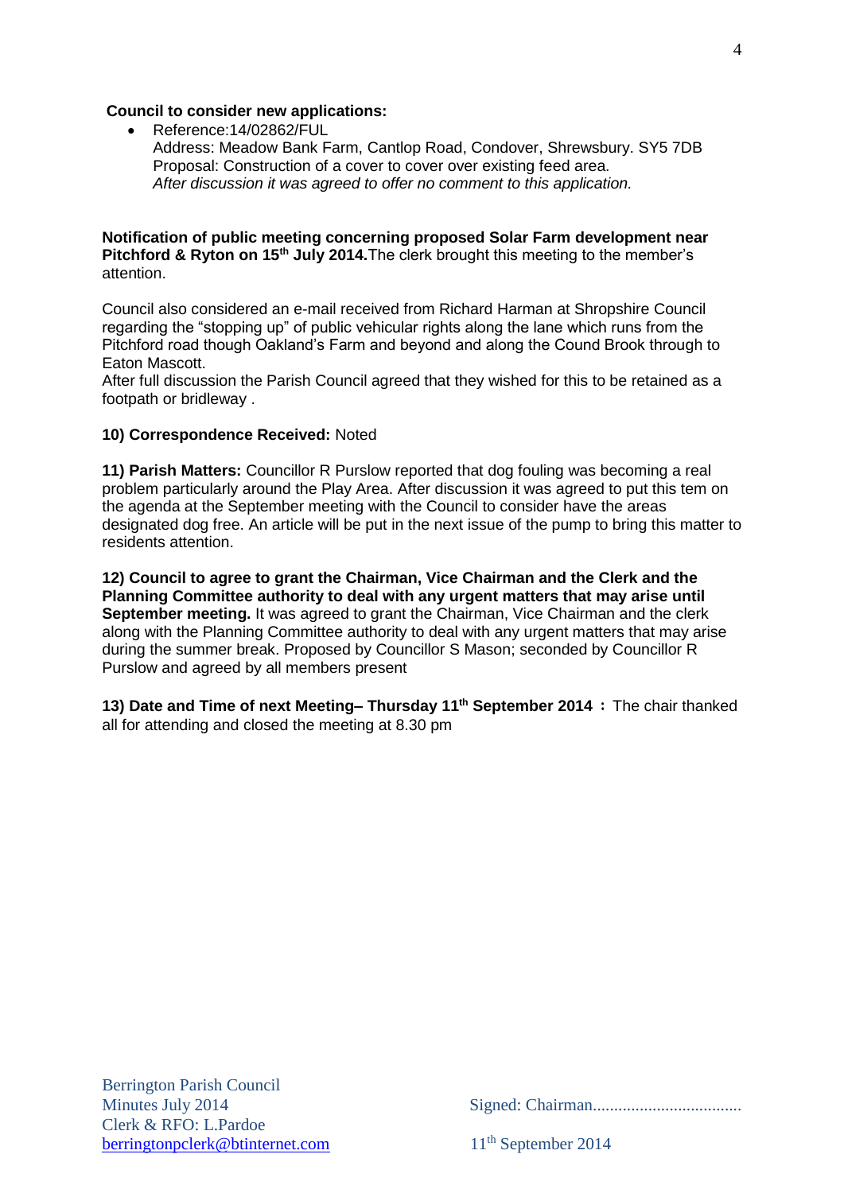**Council to consider new applications:**

- Reference:14/02862/FUL
  Address: Meadow Bank Farm, Cantlop Road, Condover, Shrewsbury. SY5 7DB
  Proposal: Construction of a cover to cover over existing feed area.
  *After discussion it was agreed to offer no comment to this application.*

**Notification of public meeting concerning proposed Solar Farm development near Pitchford & Ryton on 15th July 2014.** The clerk brought this meeting to the member's attention.

Council also considered an e-mail received from Richard Harman at Shropshire Council regarding the "stopping up" of public vehicular rights along the lane which runs from the Pitchford road though Oakland's Farm and beyond and along the Cound Brook through to Eaton Mascott.
After full discussion the Parish Council agreed that they wished for this to be retained as a footpath or bridleway .

**10) Correspondence Received:** Noted

**11) Parish Matters:** Councillor R Purslow reported that dog fouling was becoming a real problem particularly around the Play Area. After discussion it was agreed to put this tem on the agenda at the September meeting with the Council to consider have the areas designated dog free. An article will be put in the next issue of the pump to bring this matter to residents attention.

**12) Council to agree to grant the Chairman, Vice Chairman and the Clerk and the Planning Committee authority to deal with any urgent matters that may arise until September meeting.** It was agreed to grant the Chairman, Vice Chairman and the clerk along with the Planning Committee authority to deal with any urgent matters that may arise during the summer break. Proposed by Councillor S Mason; seconded by Councillor R Purslow and agreed by all members present

**13) Date and Time of next Meeting– Thursday 11th September 2014 :** The chair thanked all for attending and closed the meeting at 8.30 pm

Berrington Parish Council
Minutes July 2014
Clerk & RFO: L.Pardoe
berringtonpclerk@btinternet.com

Signed: Chairman..................................

11th September 2014